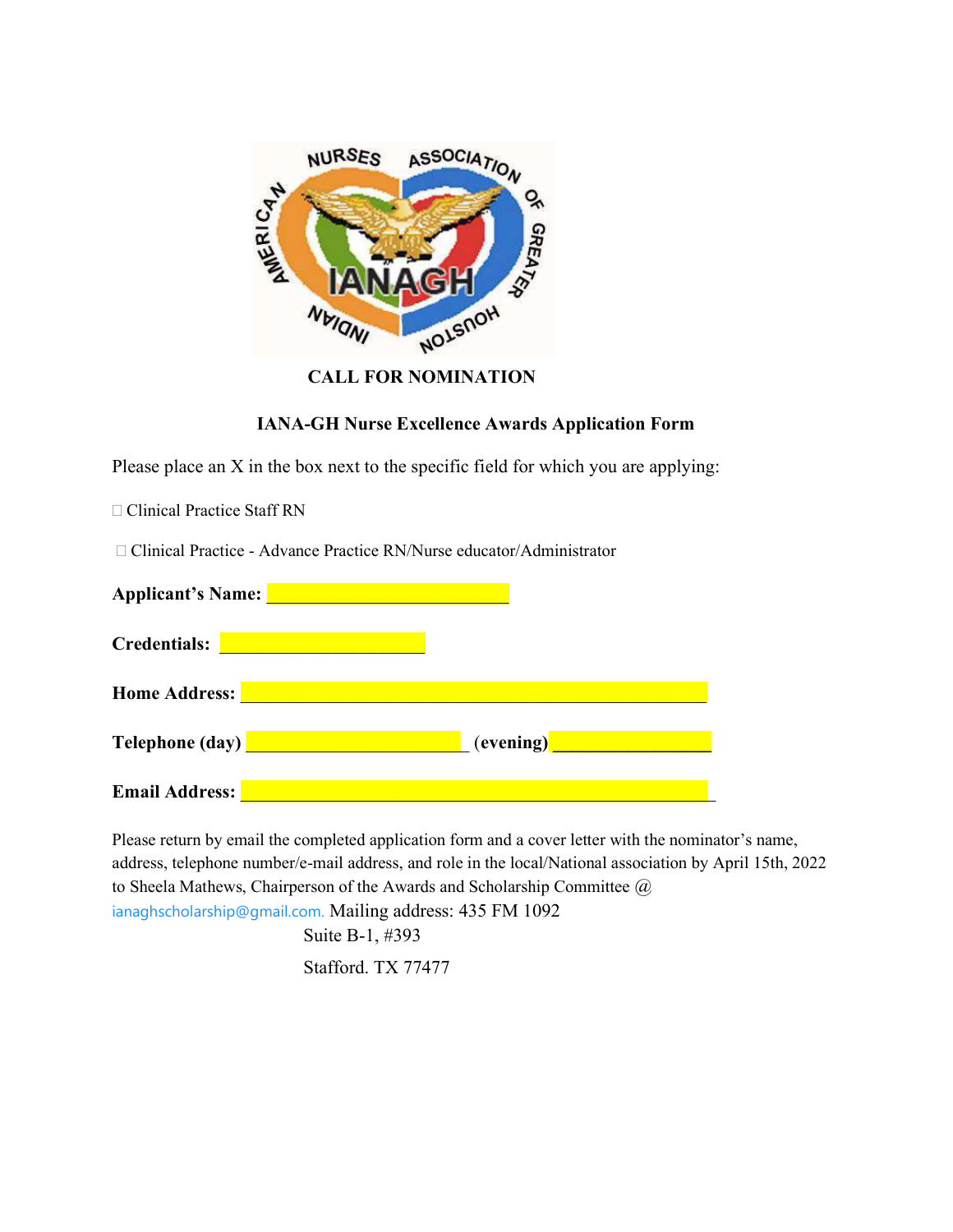**CALL FOR NOMINATION**

**IANA-GH Nurse Excellence Awards Application Form**

Please place an X in the box next to the specific field for which you are applying:

☐ Clinical Practice Staff RN

☐ Clinical Practice - Advance Practice RN/Nurse educator/Administrator

**Applicant's Name:** ___________________________

**Credentials:** _______________________

**Home Address:** ____________________________________________________

**Telephone (day)** _________________________ **(evening)** __________________

**Email Address:** ____________________________________________________

Please return by email the completed application form and a cover letter with the nominator's name, address, telephone number/e-mail address, and role in the local/National association by April 15th, 2022 to Sheela Mathews, Chairperson of the Awards and Scholarship Committee @ ianaghscholarship@gmail.com. Mailing address: 435 FM 1092

Suite B-1, #393

Stafford. TX 77477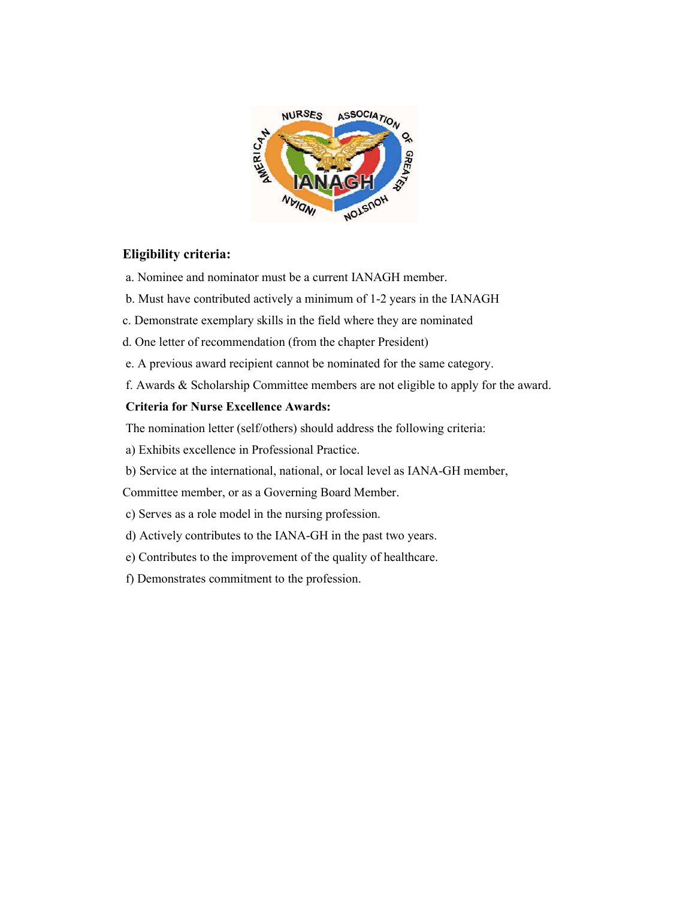**Eligibility criteria:**

a. Nominee and nominator must be a current IANAGH member.

b. Must have contributed actively a minimum of 1-2 years in the IANAGH

c. Demonstrate exemplary skills in the field where they are nominated

d. One letter of recommendation (from the chapter President)

e. A previous award recipient cannot be nominated for the same category.

f. Awards & Scholarship Committee members are not eligible to apply for the award.

**Criteria for Nurse Excellence Awards:**

The nomination letter (self/others) should address the following criteria:

a) Exhibits excellence in Professional Practice.

b) Service at the international, national, or local level as IANA-GH member, Committee member, or as a Governing Board Member.

c) Serves as a role model in the nursing profession.

d) Actively contributes to the IANA-GH in the past two years.

e) Contributes to the improvement of the quality of healthcare.

f) Demonstrates commitment to the profession.